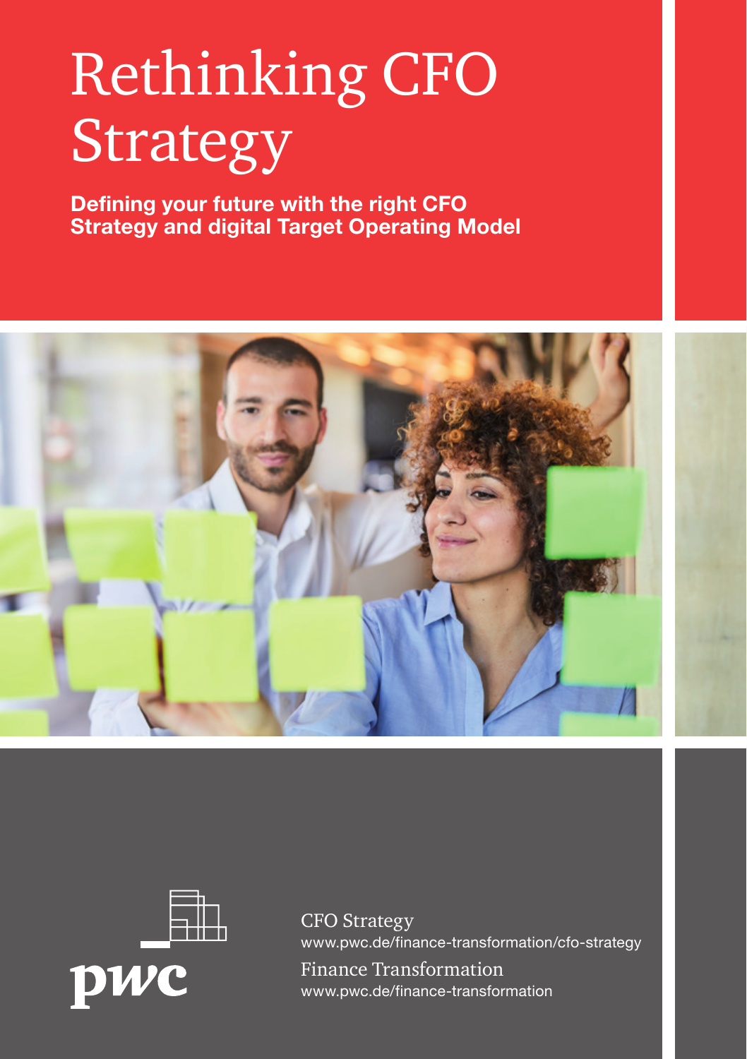# Rethinking CFO Strategy

**Defining your future with the right CFO Strategy and digital Target Operating Model**

pwc

CFO Strategy
www.pwc.de/finance-transformation/cfo-strategy

Finance Transformation
www.pwc.de/finance-transformation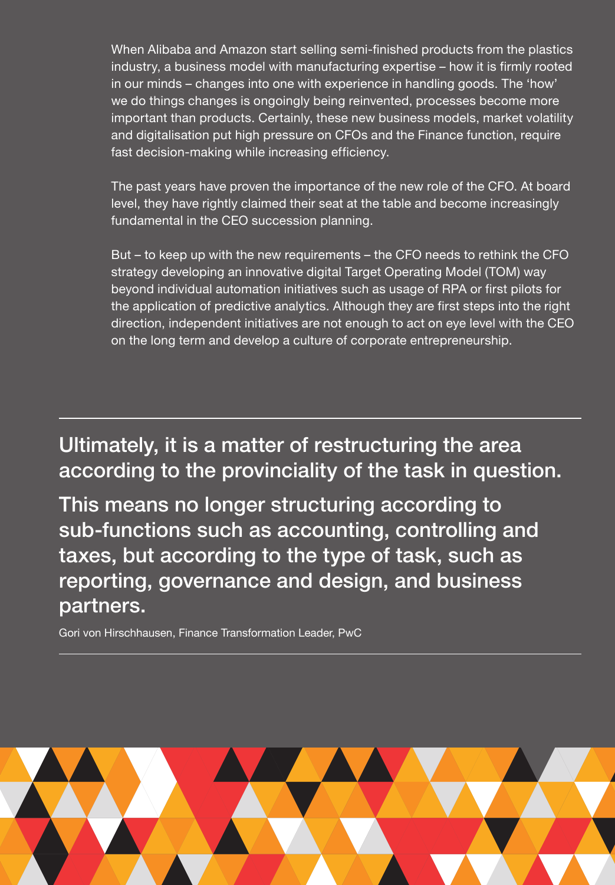When Alibaba and Amazon start selling semi-finished products from the plastics industry, a business model with manufacturing expertise – how it is firmly rooted in our minds – changes into one with experience in handling goods. The 'how' we do things changes is ongoingly being reinvented, processes become more important than products. Certainly, these new business models, market volatility and digitalisation put high pressure on CFOs and the Finance function, require fast decision-making while increasing efficiency.

The past years have proven the importance of the new role of the CFO. At board level, they have rightly claimed their seat at the table and become increasingly fundamental in the CEO succession planning.

But – to keep up with the new requirements – the CFO needs to rethink the CFO strategy developing an innovative digital Target Operating Model (TOM) way beyond individual automation initiatives such as usage of RPA or first pilots for the application of predictive analytics. Although they are first steps into the right direction, independent initiatives are not enough to act on eye level with the CEO on the long term and develop a culture of corporate entrepreneurship.

---

**Ultimately, it is a matter of restructuring the area according to the provinciality of the task in question.**

**This means no longer structuring according to sub-functions such as accounting, controlling and taxes, but according to the type of task, such as reporting, governance and design, and business partners.**

Gori von Hirschhausen, Finance Transformation Leader, PwC

---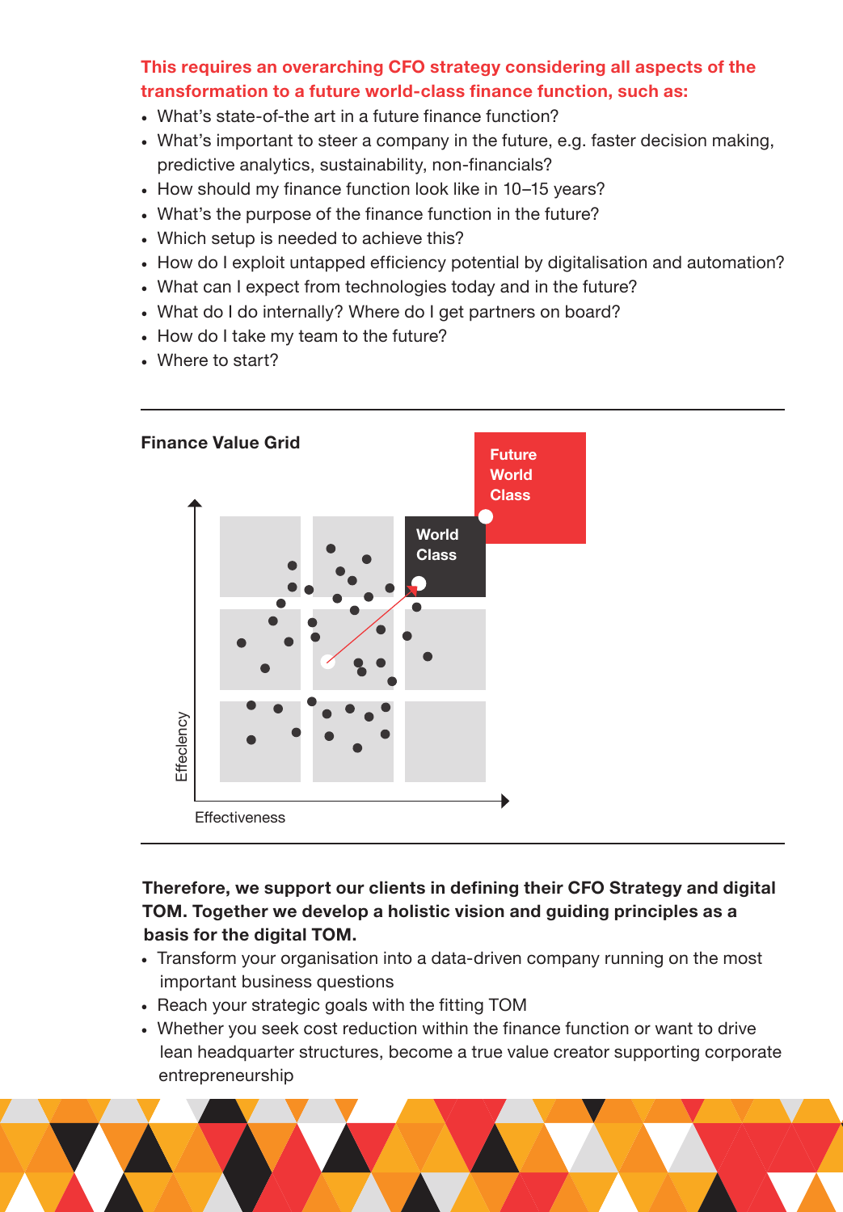**This requires an overarching CFO strategy considering all aspects of the transformation to a future world-class finance function, such as:**

- What's state-of-the art in a future finance function?
- What's important to steer a company in the future, e.g. faster decision making, predictive analytics, sustainability, non-financials?
- How should my finance function look like in 10–15 years?
- What's the purpose of the finance function in the future?
- Which setup is needed to achieve this?
- How do I exploit untapped efficiency potential by digitalisation and automation?
- What can I expect from technologies today and in the future?
- What do I do internally? Where do I get partners on board?
- How do I take my team to the future?
- Where to start?

**Finance Value Grid**

Future World Class

World Class

Effeciency

Effectiveness

**Therefore, we support our clients in defining their CFO Strategy and digital TOM. Together we develop a holistic vision and guiding principles as a basis for the digital TOM.**

- Transform your organisation into a data-driven company running on the most important business questions
- Reach your strategic goals with the fitting TOM
- Whether you seek cost reduction within the finance function or want to drive lean headquarter structures, become a true value creator supporting corporate entrepreneurship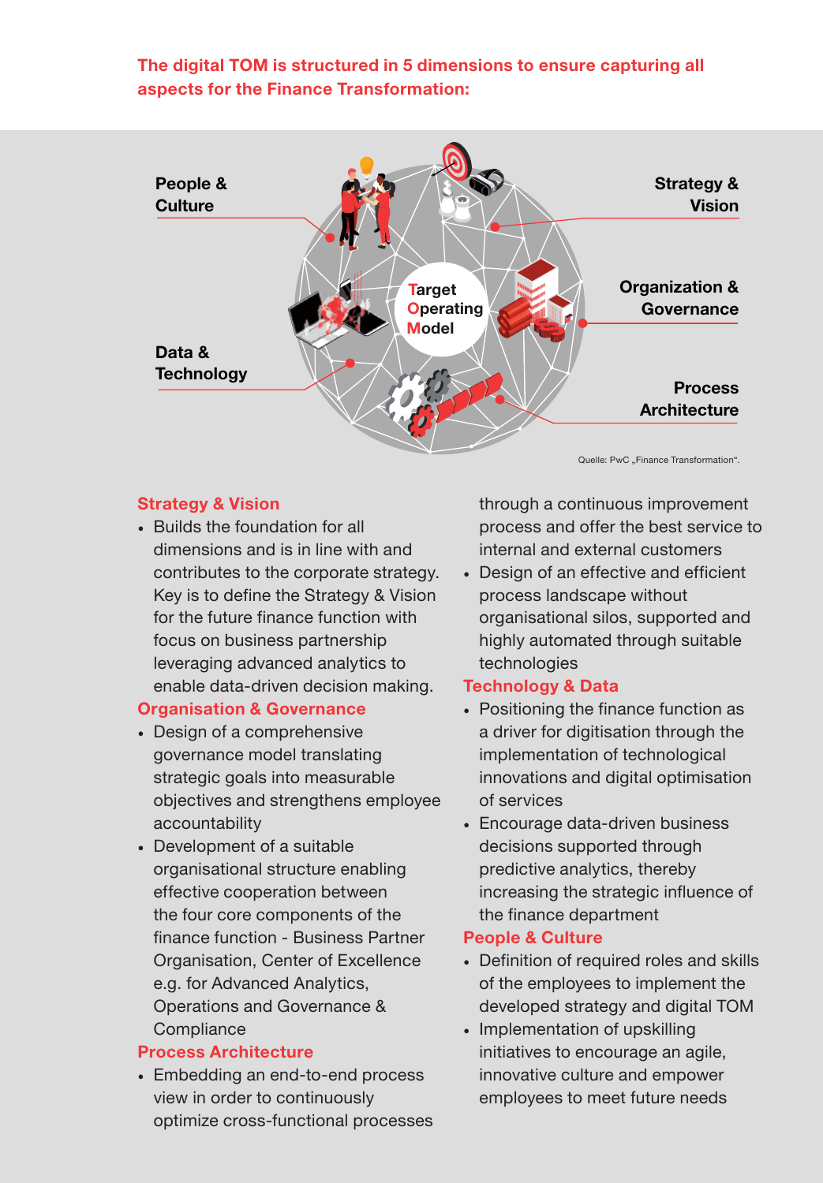**The digital TOM is structured in 5 dimensions to ensure capturing all aspects for the Finance Transformation:**

People & Culture

Strategy & Vision

Target Operating Model

Organization & Governance

Data & Technology

Process Architecture

Quelle: PwC „Finance Transformation".

### Strategy & Vision

- Builds the foundation for all dimensions and is in line with and contributes to the corporate strategy. Key is to define the Strategy & Vision for the future finance function with focus on business partnership leveraging advanced analytics to enable data-driven decision making.

### Organisation & Governance

- Design of a comprehensive governance model translating strategic goals into measurable objectives and strengthens employee accountability
- Development of a suitable organisational structure enabling effective cooperation between the four core components of the finance function - Business Partner Organisation, Center of Excellence e.g. for Advanced Analytics, Operations and Governance & Compliance

### Process Architecture

- Embedding an end-to-end process view in order to continuously optimize cross-functional processes through a continuous improvement process and offer the best service to internal and external customers
- Design of an effective and efficient process landscape without organisational silos, supported and highly automated through suitable technologies

### Technology & Data

- Positioning the finance function as a driver for digitisation through the implementation of technological innovations and digital optimisation of services
- Encourage data-driven business decisions supported through predictive analytics, thereby increasing the strategic influence of the finance department

### People & Culture

- Definition of required roles and skills of the employees to implement the developed strategy and digital TOM
- Implementation of upskilling initiatives to encourage an agile, innovative culture and empower employees to meet future needs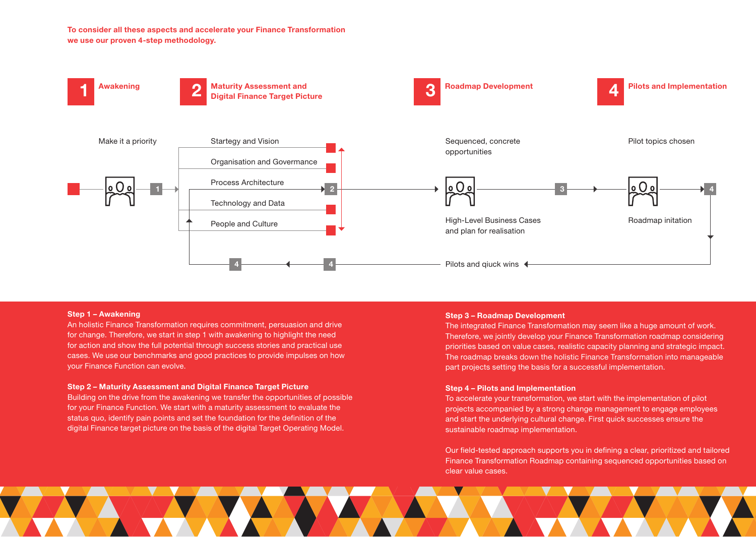**To consider all these aspects and accelerate your Finance Transformation we use our proven 4-step methodology.**

**1 Awakening**

**2 Maturity Assessment and Digital Finance Target Picture**

**3 Roadmap Development**

**4 Pilots and Implementation**

Make it a priority

Startegy and Vision

Organisation and Govermance

Process Architecture

Technology and Data

People and Culture

Sequenced, concrete opportunities

High-Level Business Cases and plan for realisation

Pilot topics chosen

Roadmap initation

Pilots and qiuck wins

**Step 1 – Awakening**
An holistic Finance Transformation requires commitment, persuasion and drive for change. Therefore, we start in step 1 with awakening to highlight the need for action and show the full potential through success stories and practical use cases. We use our benchmarks and good practices to provide impulses on how your Finance Function can evolve.

**Step 2 – Maturity Assessment and Digital Finance Target Picture**
Building on the drive from the awakening we transfer the opportunities of possible for your Finance Function. We start with a maturity assessment to evaluate the status quo, identify pain points and set the foundation for the definition of the digital Finance target picture on the basis of the digital Target Operating Model.

**Step 3 – Roadmap Development**
The integrated Finance Transformation may seem like a huge amount of work. Therefore, we jointly develop your Finance Transformation roadmap considering priorities based on value cases, realistic capacity planning and strategic impact. The roadmap breaks down the holistic Finance Transformation into manageable part projects setting the basis for a successful implementation.

**Step 4 – Pilots and Implementation**
To accelerate your transformation, we start with the implementation of pilot projects accompanied by a strong change management to engage employees and start the underlying cultural change. First quick successes ensure the sustainable roadmap implementation.

Our field-tested approach supports you in defining a clear, prioritized and tailored Finance Transformation Roadmap containing sequenced opportunities based on clear value cases.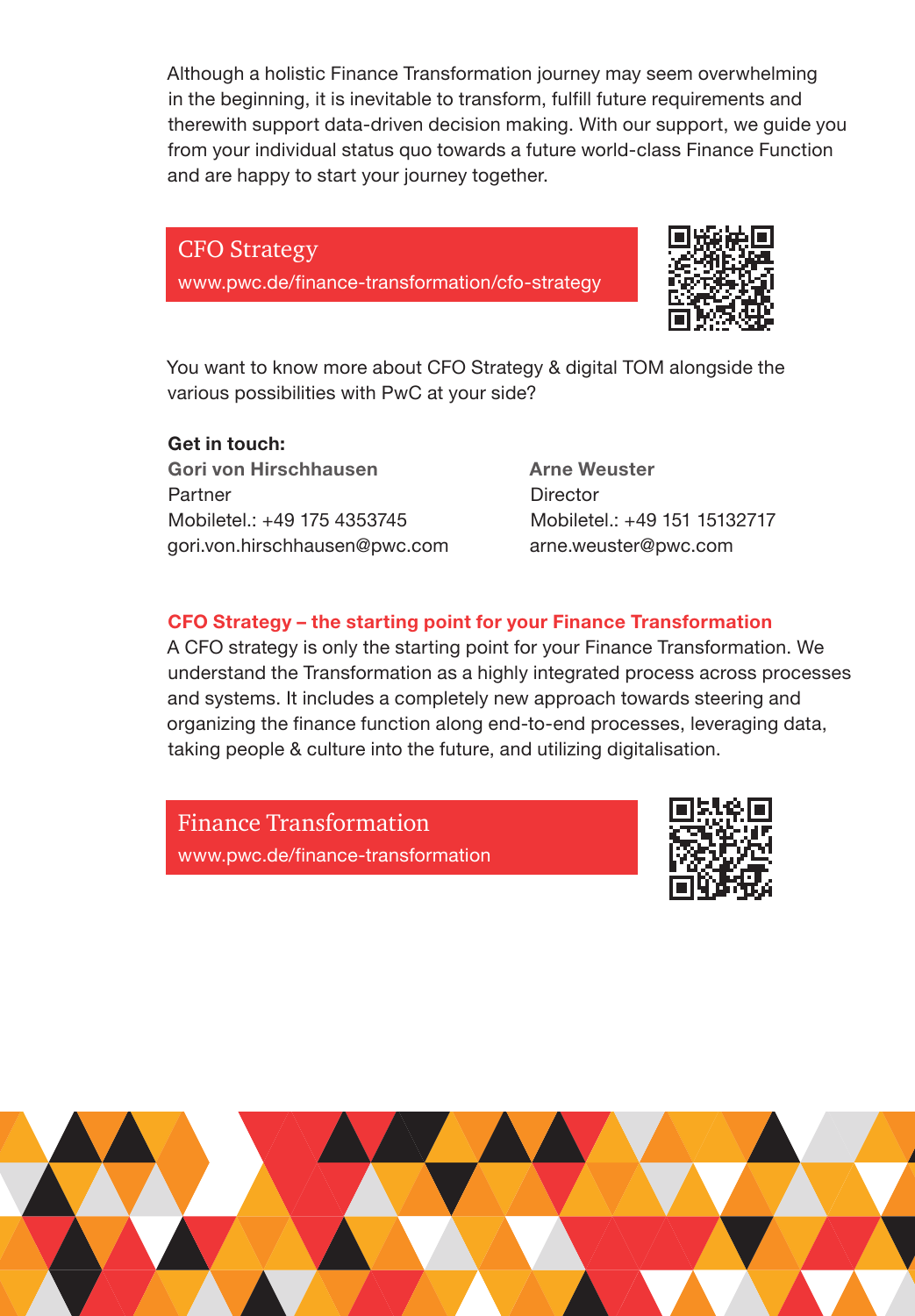Although a holistic Finance Transformation journey may seem overwhelming in the beginning, it is inevitable to transform, fulfill future requirements and therewith support data-driven decision making. With our support, we guide you from your individual status quo towards a future world-class Finance Function and are happy to start your journey together.

**CFO Strategy**
www.pwc.de/finance-transformation/cfo-strategy

You want to know more about CFO Strategy & digital TOM alongside the various possibilities with PwC at your side?

**Get in touch:**

**Gori von Hirschhausen**
Partner
Mobiletel.: +49 175 4353745
gori.von.hirschhausen@pwc.com

**Arne Weuster**
Director
Mobiletel.: +49 151 15132717
arne.weuster@pwc.com

## CFO Strategy – the starting point for your Finance Transformation

A CFO strategy is only the starting point for your Finance Transformation. We understand the Transformation as a highly integrated process across processes and systems. It includes a completely new approach towards steering and organizing the finance function along end-to-end processes, leveraging data, taking people & culture into the future, and utilizing digitalisation.

**Finance Transformation**
www.pwc.de/finance-transformation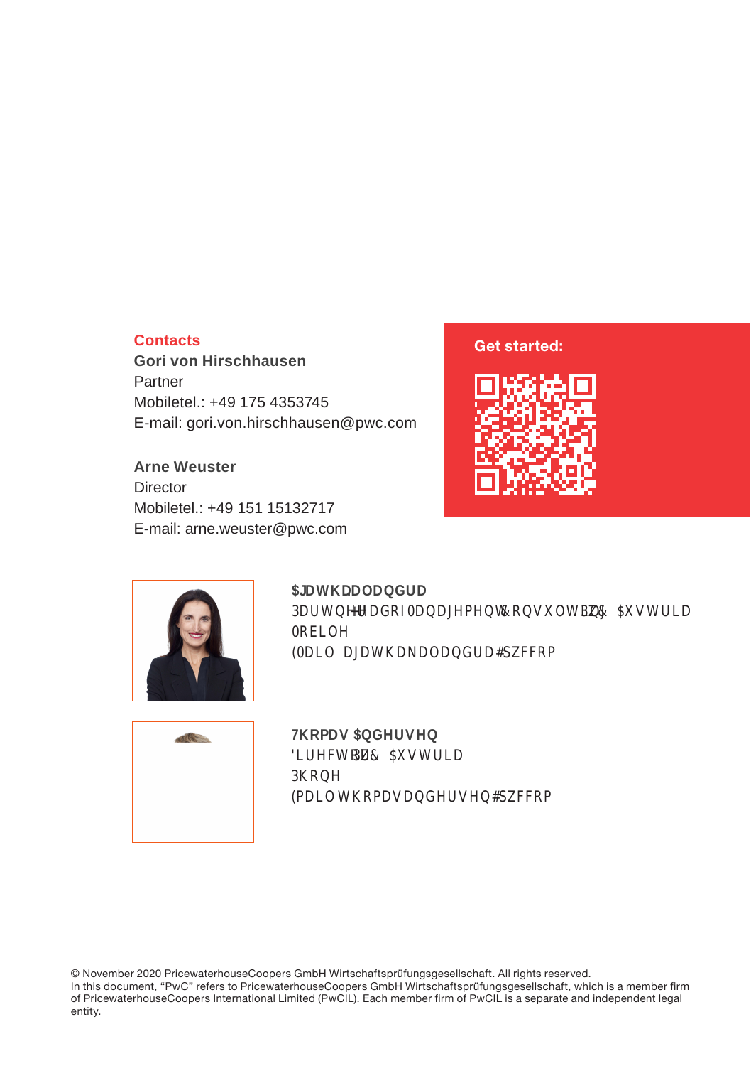## Contacts

**Gori von Hirschhausen**
Partner
Mobiletel.: +49 175 4353745
E-mail: gori.von.hirschhausen@pwc.com

**Arne Weuster**
Director
Mobiletel.: +49 151 15132717
E-mail: arne.weuster@pwc.com

**Get started:**

**$JDWKDDODQGUD**
3DUWQH+HDGRI 0DQDJHPHQW&RQVXOWLQJ3Z& $XVWULD
0RELOH
(0DLO DJDWKDNDODQGUD#SZFFRP

**7KRPDV $QGHUVHQ**
'LUHFWRU3Z& $XVWULD
3KRQH
(PDLO WKRPDVDQGHUVHQ#SZFFRP

© November 2020 PricewaterhouseCoopers GmbH Wirtschaftsprüfungsgesellschaft. All rights reserved.
In this document, "PwC" refers to PricewaterhouseCoopers GmbH Wirtschaftsprüfungsgesellschaft, which is a member firm of PricewaterhouseCoopers International Limited (PwCIL). Each member firm of PwCIL is a separate and independent legal entity.